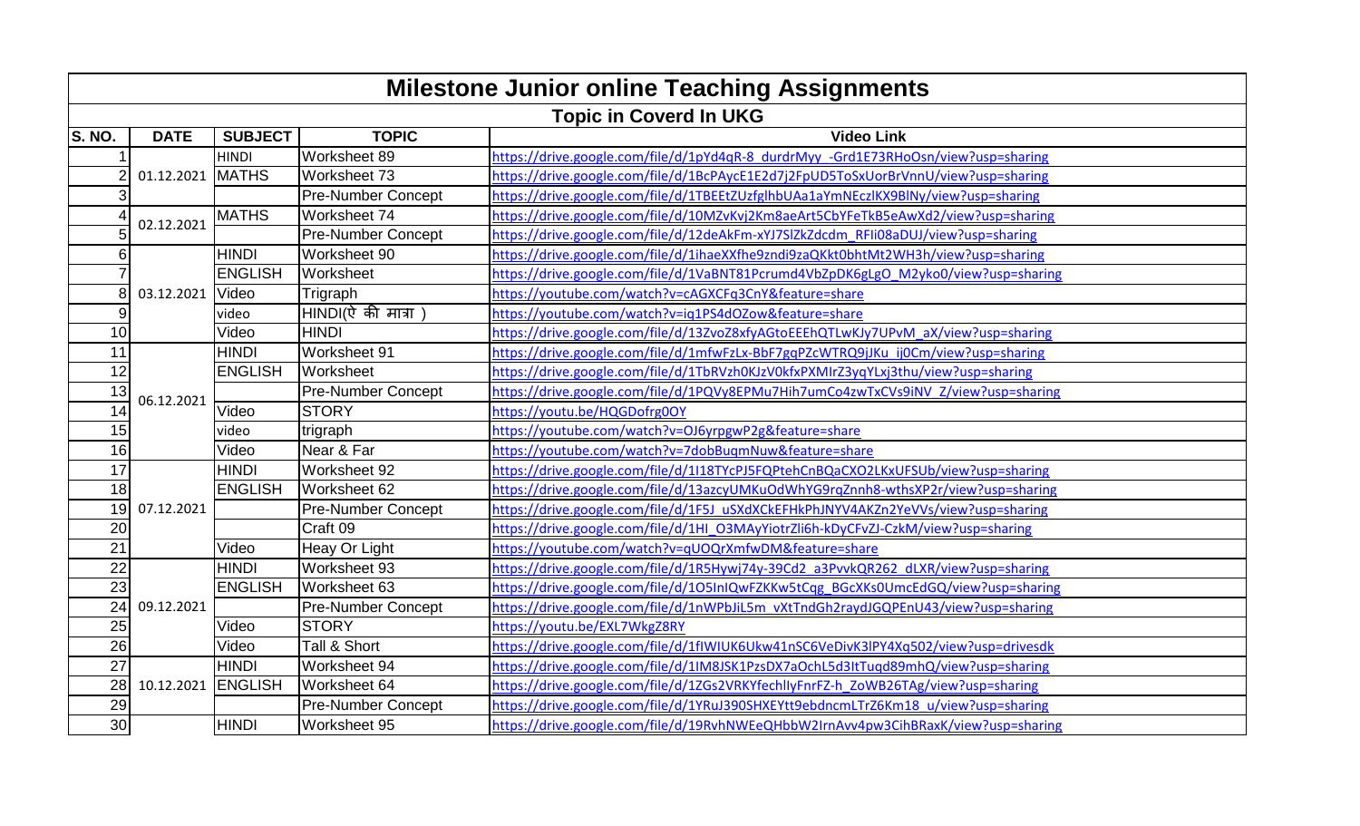# Milestone Junior online Teaching Assignments

## Topic in Coverd In UKG

| S. NO. | DATE | SUBJECT | TOPIC | Video Link |
|---|---|---|---|---|
| 1 | 01.12.2021 | HINDI | Worksheet 89 | https://drive.google.com/file/d/1pYd4qR-8_durdrMyy_-Grd1E73RHoOsn/view?usp=sharing |
| 2 | | MATHS | Worksheet 73 | https://drive.google.com/file/d/1BcPAycE1E2d7j2FpUD5ToSxUorBrVnnU/view?usp=sharing |
| 3 | | | Pre-Number Concept | https://drive.google.com/file/d/1TBEEtZUzfglhbUAa1aYmNEczlKX9BlNy/view?usp=sharing |
| 4 | 02.12.2021 | MATHS | Worksheet 74 | https://drive.google.com/file/d/10MZvKvj2Km8aeArt5CbYFeTkB5eAwXd2/view?usp=sharing |
| 5 | | | Pre-Number Concept | https://drive.google.com/file/d/12deAkFm-xYJ7SlZkZdcdm_RFIi08aDUJ/view?usp=sharing |
| 6 | 03.12.2021 | HINDI | Worksheet 90 | https://drive.google.com/file/d/1ihaeXXfhe9zndi9zaQKkt0bhtMt2WH3h/view?usp=sharing |
| 7 | | ENGLISH | Worksheet | https://drive.google.com/file/d/1VaBNT81Pcrumd4VbZpDK6gLgO_M2yko0/view?usp=sharing |
| 8 | | Video | Trigraph | https://youtube.com/watch?v=cAGXCFq3CnY&feature=share |
| 9 | | video | HINDI(ऐ की मात्रा ) | https://youtube.com/watch?v=iq1PS4dOZow&feature=share |
| 10 | | Video | HINDI | https://drive.google.com/file/d/13ZvoZ8xfyAGtoEEEhQTLwKJy7UPvM_aX/view?usp=sharing |
| 11 | 06.12.2021 | HINDI | Worksheet 91 | https://drive.google.com/file/d/1mfwFzLx-BbF7gqPZcWTRQ9jJKu_ij0Cm/view?usp=sharing |
| 12 | | ENGLISH | Worksheet | https://drive.google.com/file/d/1TbRVzh0KJzV0kfxPXMIrZ3yqYLxj3thu/view?usp=sharing |
| 13 | | | Pre-Number Concept | https://drive.google.com/file/d/1PQVy8EPMu7Hih7umCo4zwTxCVs9iNV_Z/view?usp=sharing |
| 14 | | Video | STORY | https://youtu.be/HQGDofrg0OY |
| 15 | | video | trigraph | https://youtube.com/watch?v=OJ6yrpgwP2g&feature=share |
| 16 | | Video | Near & Far | https://youtube.com/watch?v=7dobBuqmNuw&feature=share |
| 17 | 07.12.2021 | HINDI | Worksheet 92 | https://drive.google.com/file/d/1I18TYcPJ5FQPtehCnBQaCXO2LKxUFSUb/view?usp=sharing |
| 18 | | ENGLISH | Worksheet 62 | https://drive.google.com/file/d/13azcyUMKuOdWhYG9rqZnnh8-wthsXP2r/view?usp=sharing |
| 19 | | | Pre-Number Concept | https://drive.google.com/file/d/1F5J_uSXdXCkEFHkPhJNYV4AKZn2YeVVs/view?usp=sharing |
| 20 | | | Craft 09 | https://drive.google.com/file/d/1HI_O3MAyYiotrZli6h-kDyCFvZJ-CzkM/view?usp=sharing |
| 21 | | Video | Heay Or Light | https://youtube.com/watch?v=qUOQrXmfwDM&feature=share |
| 22 | 09.12.2021 | HINDI | Worksheet 93 | https://drive.google.com/file/d/1R5Hywj74y-39Cd2_a3PvvkQR262_dLXR/view?usp=sharing |
| 23 | | ENGLISH | Worksheet 63 | https://drive.google.com/file/d/1O5InIQwFZKKw5tCqg_BGcXKs0UmcEdGQ/view?usp=sharing |
| 24 | | | Pre-Number Concept | https://drive.google.com/file/d/1nWPbJiL5m_vXtTndGh2raydJGQPEnU43/view?usp=sharing |
| 25 | | Video | STORY | https://youtu.be/EXL7WkgZ8RY |
| 26 | | Video | Tall & Short | https://drive.google.com/file/d/1fIWIUK6Ukw41nSC6VeDivK3lPY4Xq502/view?usp=drivesdk |
| 27 | 10.12.2021 | HINDI | Worksheet 94 | https://drive.google.com/file/d/1IM8JSK1PzsDX7aOchL5d3ItTuqd89mhQ/view?usp=sharing |
| 28 | | ENGLISH | Worksheet 64 | https://drive.google.com/file/d/1ZGs2VRKYfechlIyFnrFZ-h_ZoWB26TAg/view?usp=sharing |
| 29 | | | Pre-Number Concept | https://drive.google.com/file/d/1YRuJ390SHXEYtt9ebdncmLTrZ6Km18_u/view?usp=sharing |
| 30 | | HINDI | Worksheet 95 | https://drive.google.com/file/d/19RvhNWEeQHbbW2IrnAvv4pw3CihBRaxK/view?usp=sharing |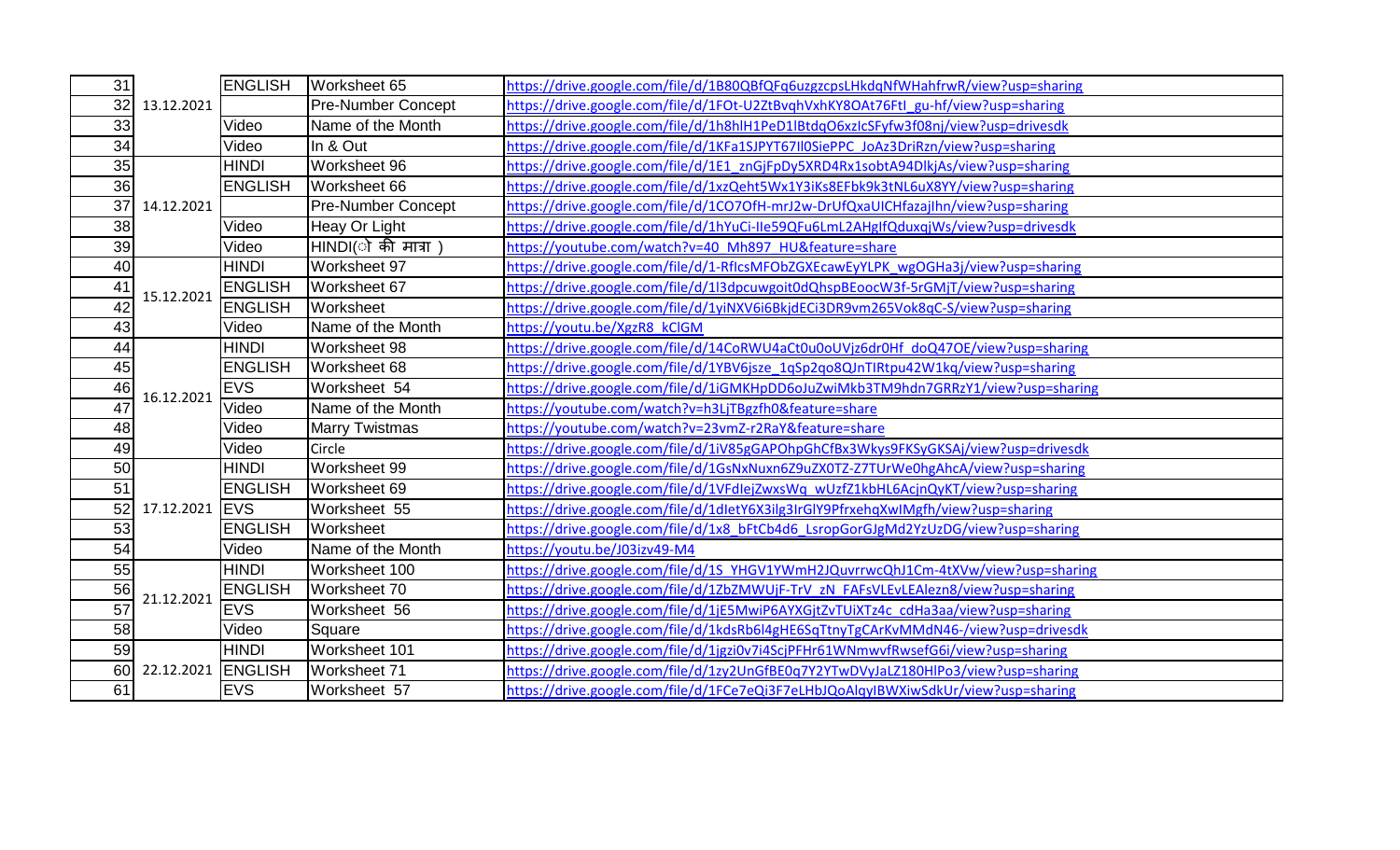| | | | | |
|---|---|---|---|---|
| 31 | | ENGLISH | Worksheet 65 | https://drive.google.com/file/d/1B80QBfQFq6uzgzcpsLHkdqNfWHahfrwR/view?usp=sharing |
| 32 | 13.12.2021 | | Pre-Number Concept | https://drive.google.com/file/d/1FOt-U2ZtBvqhVxhKY8OAt76FtI_gu-hf/view?usp=sharing |
| 33 | | Video | Name of the Month | https://drive.google.com/file/d/1h8hlH1PeD1lBtdqO6xzIcSFyfw3f08nj/view?usp=drivesdk |
| 34 | | Video | In & Out | https://drive.google.com/file/d/1KFa1SJPYT67Il0SiePPC_JoAz3DriRzn/view?usp=sharing |
| 35 | | HINDI | Worksheet 96 | https://drive.google.com/file/d/1E1_znGjFpDy5XRD4Rx1sobtA94DlkjAs/view?usp=sharing |
| 36 | | ENGLISH | Worksheet 66 | https://drive.google.com/file/d/1xzQeht5Wx1Y3iKs8EFbk9k3tNL6uX8YY/view?usp=sharing |
| 37 | 14.12.2021 | | Pre-Number Concept | https://drive.google.com/file/d/1CO7OfH-mrJ2w-DrUfQxaUICHfazajIhn/view?usp=sharing |
| 38 | | Video | Heay Or Light | https://drive.google.com/file/d/1hYuCi-IIe59QFu6LmL2AHgIfQduxqjWs/view?usp=drivesdk |
| 39 | | Video | HINDI(ो की मात्रा ) | https://youtube.com/watch?v=40_Mh897_HU&feature=share |
| 40 | | HINDI | Worksheet 97 | https://drive.google.com/file/d/1-RfIcsMFObZGXEcawEyYLPK_wgOGHa3j/view?usp=sharing |
| 41 | 15.12.2021 | ENGLISH | Worksheet 67 | https://drive.google.com/file/d/1I3dpcuwgoit0dQhspBEoocW3f-5rGMjT/view?usp=sharing |
| 42 | | ENGLISH | Worksheet | https://drive.google.com/file/d/1yiNXV6i6BkjdECi3DR9vm265Vok8qC-S/view?usp=sharing |
| 43 | | Video | Name of the Month | https://youtu.be/XgzR8_kClGM |
| 44 | | HINDI | Worksheet 98 | https://drive.google.com/file/d/14CoRWU4aCt0u0oUVjz6dr0Hf_doQ47OE/view?usp=sharing |
| 45 | | ENGLISH | Worksheet 68 | https://drive.google.com/file/d/1YBV6jsze_1qSp2qo8QJnTIRtpu42W1kq/view?usp=sharing |
| 46 | 16.12.2021 | EVS | Worksheet 54 | https://drive.google.com/file/d/1iGMKHpDD6oJuZwiMkb3TM9hdn7GRRzY1/view?usp=sharing |
| 47 | | Video | Name of the Month | https://youtube.com/watch?v=h3LjTBgzfh0&feature=share |
| 48 | | Video | Marry Twistmas | https://youtube.com/watch?v=23vmZ-r2RaY&feature=share |
| 49 | | Video | Circle | https://drive.google.com/file/d/1iV85gGAPOhpGhCfBx3Wkys9FKSyGKSAj/view?usp=drivesdk |
| 50 | | HINDI | Worksheet 99 | https://drive.google.com/file/d/1GsNxNuxn6Z9uZX0TZ-Z7TUrWe0hgAhcA/view?usp=sharing |
| 51 | | ENGLISH | Worksheet 69 | https://drive.google.com/file/d/1VFdlejZwxsWq_wUzfZ1kbHL6AcjnQyKT/view?usp=sharing |
| 52 | 17.12.2021 | EVS | Worksheet 55 | https://drive.google.com/file/d/1dIetY6X3ilg3IrGlY9PfrxehqXwIMgfh/view?usp=sharing |
| 53 | | ENGLISH | Worksheet | https://drive.google.com/file/d/1x8_bFtCb4d6_LsropGorGJgMd2YzUzDG/view?usp=sharing |
| 54 | | Video | Name of the Month | https://youtu.be/J03izv49-M4 |
| 55 | | HINDI | Worksheet 100 | https://drive.google.com/file/d/1S_YHGV1YWmH2JQuvrrwcQhJ1Cm-4tXVw/view?usp=sharing |
| 56 | 21.12.2021 | ENGLISH | Worksheet 70 | https://drive.google.com/file/d/1ZbZMWUjF-TrV_zN_FAFsVLEvLEAlezn8/view?usp=sharing |
| 57 | | EVS | Worksheet 56 | https://drive.google.com/file/d/1jE5MwiP6AYXGjtZvTUiXTz4c_cdHa3aa/view?usp=sharing |
| 58 | | Video | Square | https://drive.google.com/file/d/1kdsRb6l4gHE6SqTtnyTgCArKvMMdN46-/view?usp=drivesdk |
| 59 | | HINDI | Worksheet 101 | https://drive.google.com/file/d/1jgzi0v7i4ScjPFHr61WNmwvfRwsefG6i/view?usp=sharing |
| 60 | 22.12.2021 | ENGLISH | Worksheet 71 | https://drive.google.com/file/d/1zy2UnGfBE0q7Y2YTwDVyJaLZ180HlPo3/view?usp=sharing |
| 61 | | EVS | Worksheet 57 | https://drive.google.com/file/d/1FCe7eQi3F7eLHbJQoAlqyIBWXiwSdkUr/view?usp=sharing |